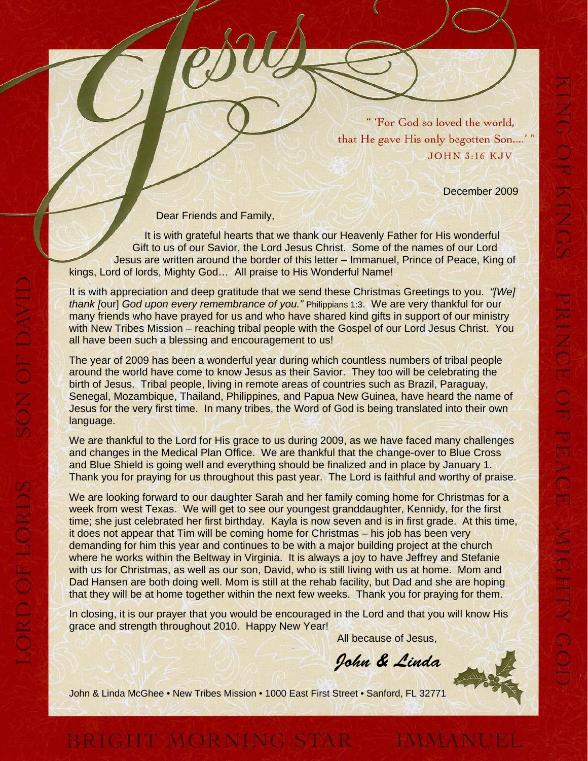# Jesus

> " 'For God so loved the world, that He gave His only begotten Son....' "
> JOHN 3:16 KJV

December 2009

Dear Friends and Family,

It is with grateful hearts that we thank our Heavenly Father for His wonderful Gift to us of our Savior, the Lord Jesus Christ. Some of the names of our Lord Jesus are written around the border of this letter – Immanuel, Prince of Peace, King of kings, Lord of lords, Mighty God… All praise to His Wonderful Name!

It is with appreciation and deep gratitude that we send these Christmas Greetings to you. *"[We] thank [*our*] God upon every remembrance of you."* Philippians 1:3. We are very thankful for our many friends who have prayed for us and who have shared kind gifts in support of our ministry with New Tribes Mission – reaching tribal people with the Gospel of our Lord Jesus Christ. You all have been such a blessing and encouragement to us!

The year of 2009 has been a wonderful year during which countless numbers of tribal people around the world have come to know Jesus as their Savior. They too will be celebrating the birth of Jesus. Tribal people, living in remote areas of countries such as Brazil, Paraguay, Senegal, Mozambique, Thailand, Philippines, and Papua New Guinea, have heard the name of Jesus for the very first time. In many tribes, the Word of God is being translated into their own language.

We are thankful to the Lord for His grace to us during 2009, as we have faced many challenges and changes in the Medical Plan Office. We are thankful that the change-over to Blue Cross and Blue Shield is going well and everything should be finalized and in place by January 1. Thank you for praying for us throughout this past year. The Lord is faithful and worthy of praise.

We are looking forward to our daughter Sarah and her family coming home for Christmas for a week from west Texas. We will get to see our youngest granddaughter, Kennidy, for the first time; she just celebrated her first birthday. Kayla is now seven and is in first grade. At this time, it does not appear that Tim will be coming home for Christmas – his job has been very demanding for him this year and continues to be with a major building project at the church where he works within the Beltway in Virginia. It is always a joy to have Jeffrey and Stefanie with us for Christmas, as well as our son, David, who is still living with us at home. Mom and Dad Hansen are both doing well. Mom is still at the rehab facility, but Dad and she are hoping that they will be at home together within the next few weeks. Thank you for praying for them.

In closing, it is our prayer that you would be encouraged in the Lord and that you will know His grace and strength throughout 2010. Happy New Year!

All because of Jesus,

*John & Linda*

John & Linda McGhee • New Tribes Mission • 1000 East First Street • Sanford, FL 32771

KING OF KINGS PRINCE OF PEACE MIGHTY GOD

LORD OF LORDS SON OF DAVID

BRIGHT MORNING STAR IMMANUEL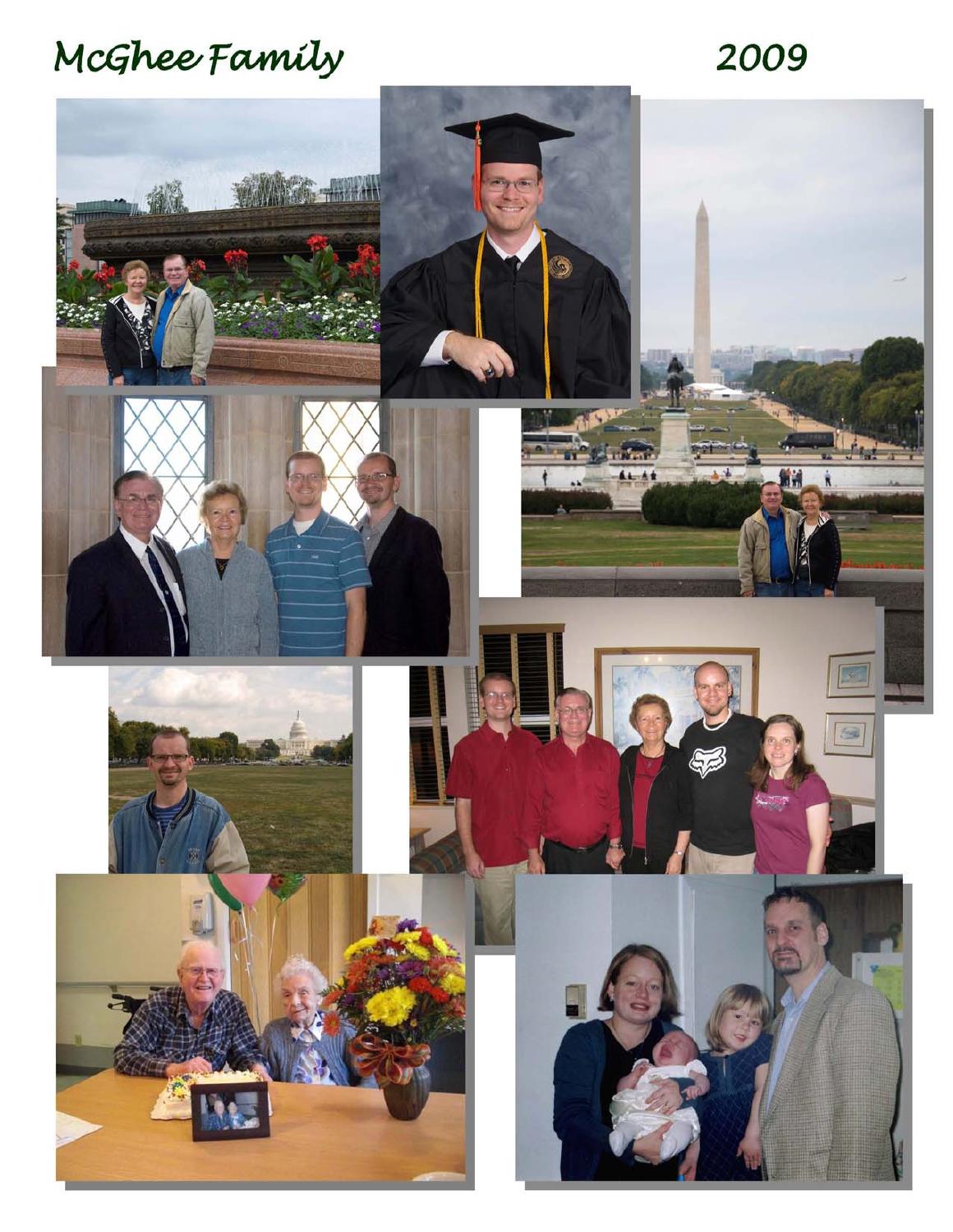McGhee Family

2009